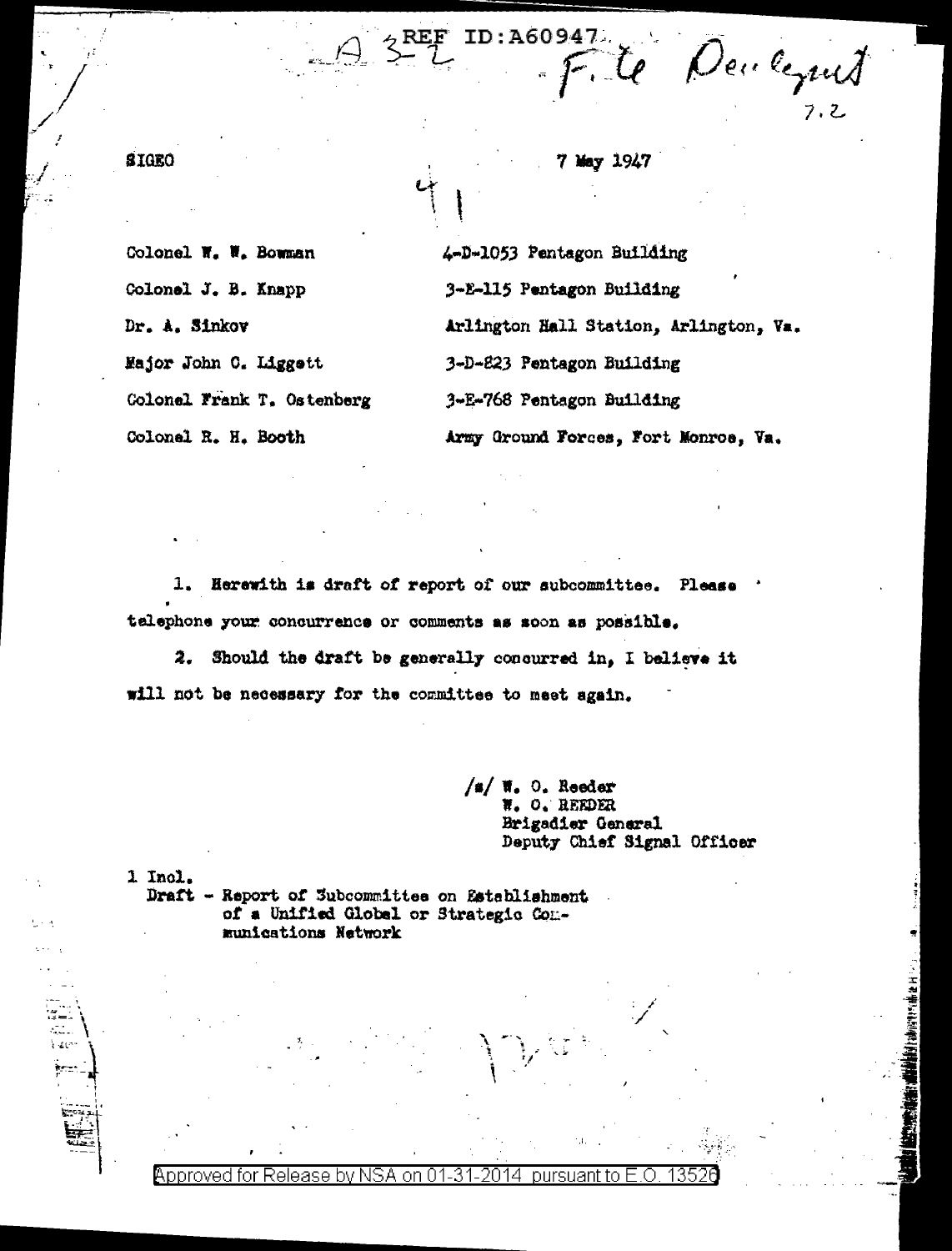REF ID:A60947

SIGEO

7 May 1947

| | |
|---|---|
| Colonel W. W. Bowman | 4-D-1053 Pentagon Building |
| Colonel J. B. Knapp | 3-E-115 Pentagon Building |
| Dr. A. Sinkov | Arlington Hall Station, Arlington, Va. |
| Major John C. Liggett | 3-D-823 Pentagon Building |
| Colonel Frank T. Ostenberg | 3-E-768 Pentagon Building |
| Colonel R. H. Booth | Army Ground Forces, Fort Monroe, Va. |

1. Herewith is draft of report of our subcommittee. Please telephone your concurrence or comments as soon as possible.

2. Should the draft be generally concurred in, I believe it will not be necessary for the committee to meet again.

/s/ W. O. Reeder
W. O. REEDER
Brigadier General
Deputy Chief Signal Officer

1 Incl.
Draft - Report of Subcommittee on Establishment of a Unified Global or Strategic Communications Network

Approved for Release by NSA on 01-31-2014 pursuant to E.O. 13526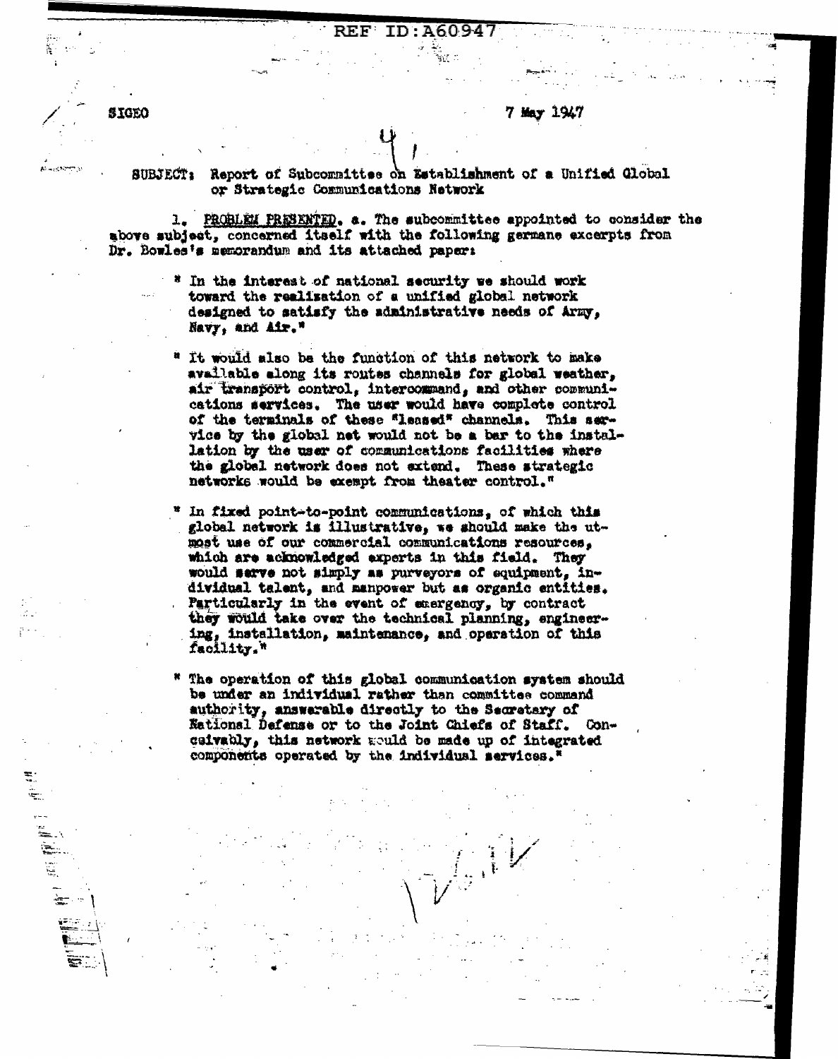REF ID:A60947

SIGEO

7 May 1947

SUBJECT: Report of Subcommittee on Establishment of a Unified Global or Strategic Communications Network

1. PROBLEM PRESENTED. a. The subcommittee appointed to consider the above subject, concerned itself with the following germane excerpts from Dr. Bowles's memorandum and its attached paper:

> " In the interest of national security we should work toward the realization of a unified global network designed to satisfy the administrative needs of Army, Navy, and Air."

> " It would also be the function of this network to make available along its routes channels for global weather, air transport control, intercommand, and other communications services. The user would have complete control of the terminals of these "leased" channels. This service by the global net would not be a bar to the installation by the user of communications facilities where the global network does not extend. These strategic networks would be exempt from theater control."

> " In fixed point-to-point communications, of which this global network is illustrative, we should make the utmost use of our commercial communications resources, which are acknowledged experts in this field. They would serve not simply as purveyors of equipment, individual talent, and manpower but as organic entities. Particularly in the event of emergency, by contract they would take over the technical planning, engineering, installation, maintenance, and operation of this facility."

> " The operation of this global communication system should be under an individual rather than committee command authority, answerable directly to the Secretary of National Defense or to the Joint Chiefs of Staff. Conceivably, this network would be made up of integrated components operated by the individual services."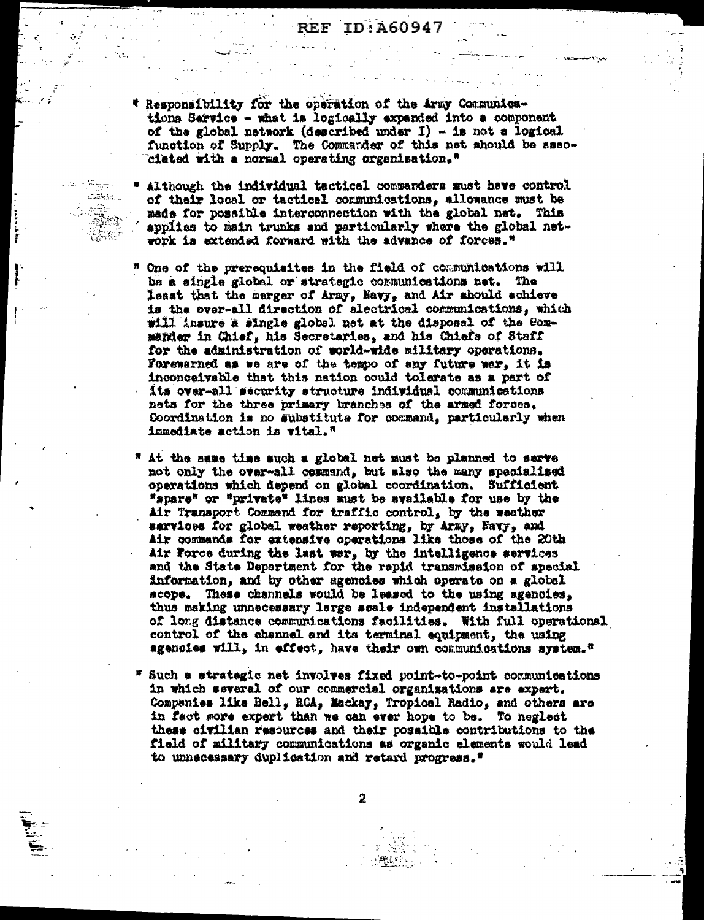" Responsibility for the operation of the Army Communications Service - what is logically expanded into a component of the global network (described under I) - is not a logical function of Supply. The Commander of this net should be associated with a normal operating organization."

" Although the individual tactical commanders must have control of their local or tactical communications, allowance must be made for possible interconnection with the global net. This applies to main trunks and particularly where the global network is extended forward with the advance of forces."

" One of the prerequisites in the field of communications will be a single global or strategic communications net. The least that the merger of Army, Navy, and Air should achieve is the over-all direction of electrical communications, which will insure a single global net at the disposal of the Commander in Chief, his Secretaries, and his Chiefs of Staff for the administration of world-wide military operations. Forewarned as we are of the tempo of any future war, it is inconceivable that this nation could tolerate as a part of its over-all security structure individual communications nets for the three primary branches of the armed forces. Coordination is no substitute for command, particularly when immediate action is vital."

" At the same time such a global net must be planned to serve not only the over-all command, but also the many specialized operations which depend on global coordination. Sufficient "spare" or "private" lines must be available for use by the Air Transport Command for traffic control, by the weather services for global weather reporting, by Army, Navy, and Air commands for extensive operations like those of the 20th Air Force during the last war, by the intelligence services and the State Department for the rapid transmission of special information, and by other agencies which operate on a global scope. These channels would be leased to the using agencies, thus making unnecessary large scale independent installations of long distance communications facilities. With full operational control of the channel and its terminal equipment, the using agencies will, in effect, have their own communications system."

" Such a strategic net involves fixed point-to-point communications in which several of our commercial organizations are expert. Companies like Bell, RCA, Mackay, Tropical Radio, and others are in fact more expert than we can ever hope to be. To neglect these civilian resources and their possible contributions to the field of military communications as organic elements would lead to unnecessary duplication and retard progress."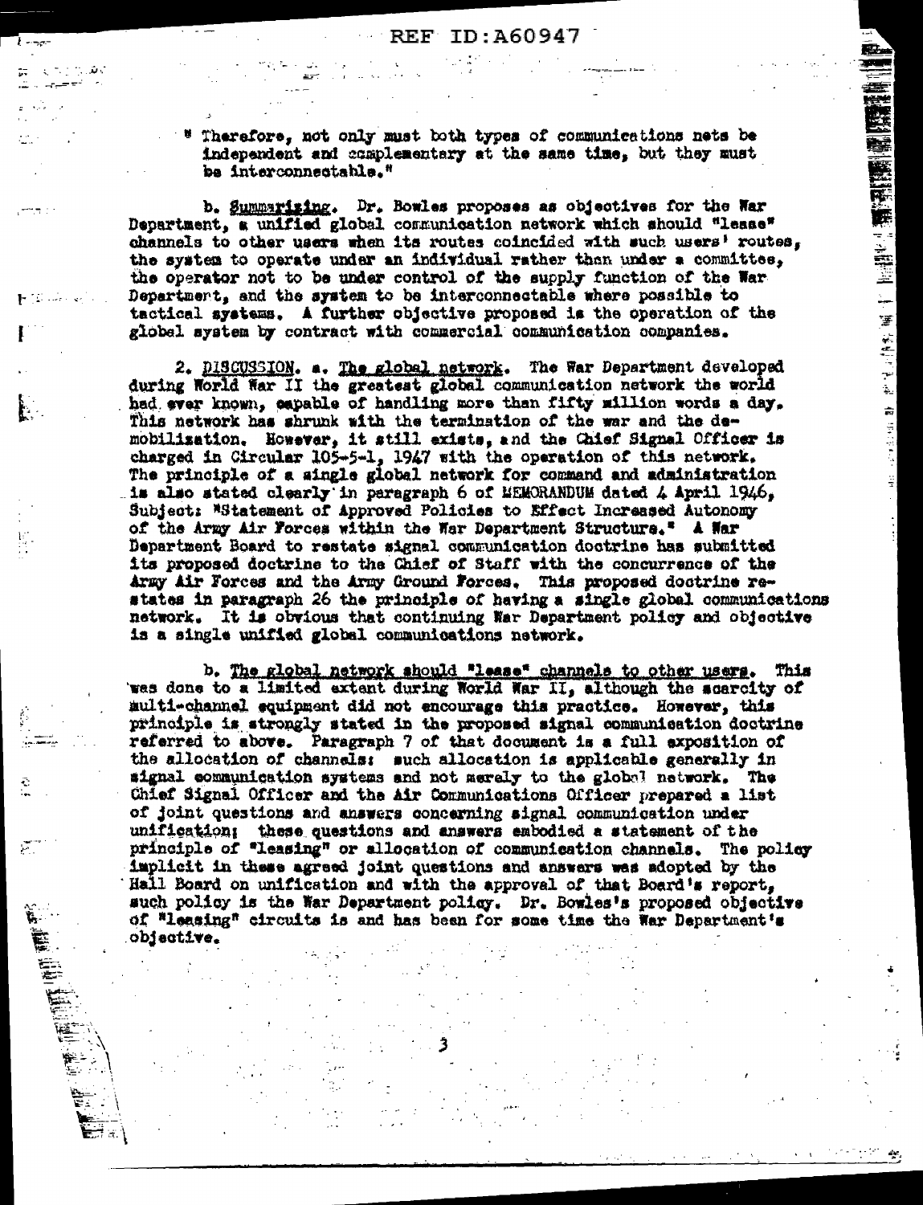" Therefore, not only must both types of communications nets be independent and complementary at the same time, but they must be interconnectable."

b. Summarizing. Dr. Bowles proposes as objectives for the War Department, a unified global communication network which should "lease" channels to other users when its routes coincided with such users' routes, the system to operate under an individual rather than under a committee, the operator not to be under control of the supply function of the War Department, and the system to be interconnectable where possible to tactical systems. A further objective proposed is the operation of the global system by contract with commercial communication companies.

2. DISCUSSION. a. The global network. The War Department developed during World War II the greatest global communication network the world had ever known, capable of handling more than fifty million words a day. This network has shrunk with the termination of the war and the demobilization. However, it still exists, and the Chief Signal Officer is charged in Circular 105-5-1, 1947 with the operation of this network. The principle of a single global network for command and administration is also stated clearly in paragraph 6 of MEMORANDUM dated 4 April 1946, Subject: "Statement of Approved Policies to Effect Increased Autonomy of the Army Air Forces within the War Department Structure." A War Department Board to restate signal communication doctrine has submitted its proposed doctrine to the Chief of Staff with the concurrence of the Army Air Forces and the Army Ground Forces. This proposed doctrine restates in paragraph 26 the principle of having a single global communications network. It is obvious that continuing War Department policy and objective is a single unified global communications network.

b. The global network should "lease" channels to other users. This was done to a limited extent during World War II, although the scarcity of multi-channel equipment did not encourage this practice. However, this principle is strongly stated in the proposed signal communication doctrine referred to above. Paragraph 7 of that document is a full exposition of the allocation of channels: such allocation is applicable generally in signal communication systems and not merely to the global network. The Chief Signal Officer and the Air Communications Officer prepared a list of joint questions and answers concerning signal communication under unification; these questions and answers embodied a statement of the principle of "leasing" or allocation of communication channels. The policy implicit in these agreed joint questions and answers was adopted by the Hall Board on unification and with the approval of that Board's report, such policy is the War Department policy. Dr. Bowles's proposed objective of "leasing" circuits is and has been for some time the War Department's objective.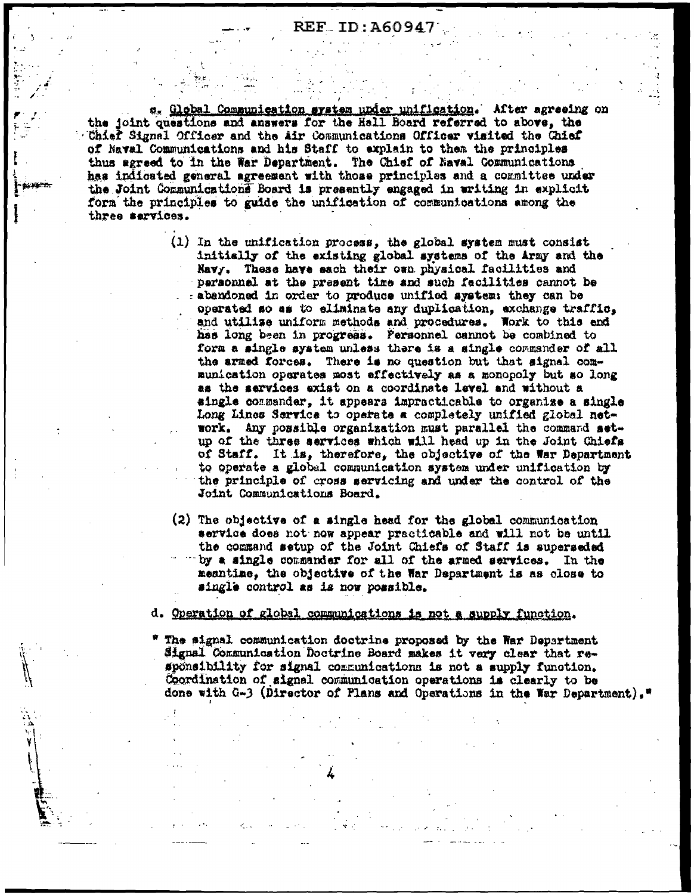REF ID:A60947

c. Global Communication system under unification. After agreeing on the joint questions and answers for the Hall Board referred to above, the Chief Signal Officer and the Air Communications Officer visited the Chief of Naval Communications and his Staff to explain to them the principles thus agreed to in the War Department. The Chief of Naval Communications has indicated general agreement with those principles and a committee under the Joint Communications Board is presently engaged in writing in explicit form the principles to guide the unification of communications among the three services.

(1) In the unification process, the global system must consist initially of the existing global systems of the Army and the Navy. These have each their own physical facilities and personnel at the present time and such facilities cannot be abandoned in order to produce unified system; they can be operated so as to eliminate any duplication, exchange traffic, and utilize uniform methods and procedures. Work to this end has long been in progress. Personnel cannot be combined to form a single system unless there is a single commander of all the armed forces. There is no question but that signal communication operates most effectively as a monopoly but so long as the services exist on a coordinate level and without a single commander, it appears impracticable to organize a single Long Lines Service to operate a completely unified global network. Any possible organization must parallel the command setup of the three services which will head up in the Joint Chiefs of Staff. It is, therefore, the objective of the War Department to operate a global communication system under unification by the principle of cross servicing and under the control of the Joint Communications Board.

(2) The objective of a single head for the global communication service does not now appear practicable and will not be until the command setup of the Joint Chiefs of Staff is superseded by a single commander for all of the armed services. In the meantime, the objective of the War Department is as close to single control as is now possible.

d. Operation of global communications is not a supply function.

" The signal communication doctrine proposed by the War Department Signal Communication Doctrine Board makes it very clear that responsibility for signal communications is not a supply function. Coordination of signal communication operations is clearly to be done with G-3 (Director of Plans and Operations in the War Department)."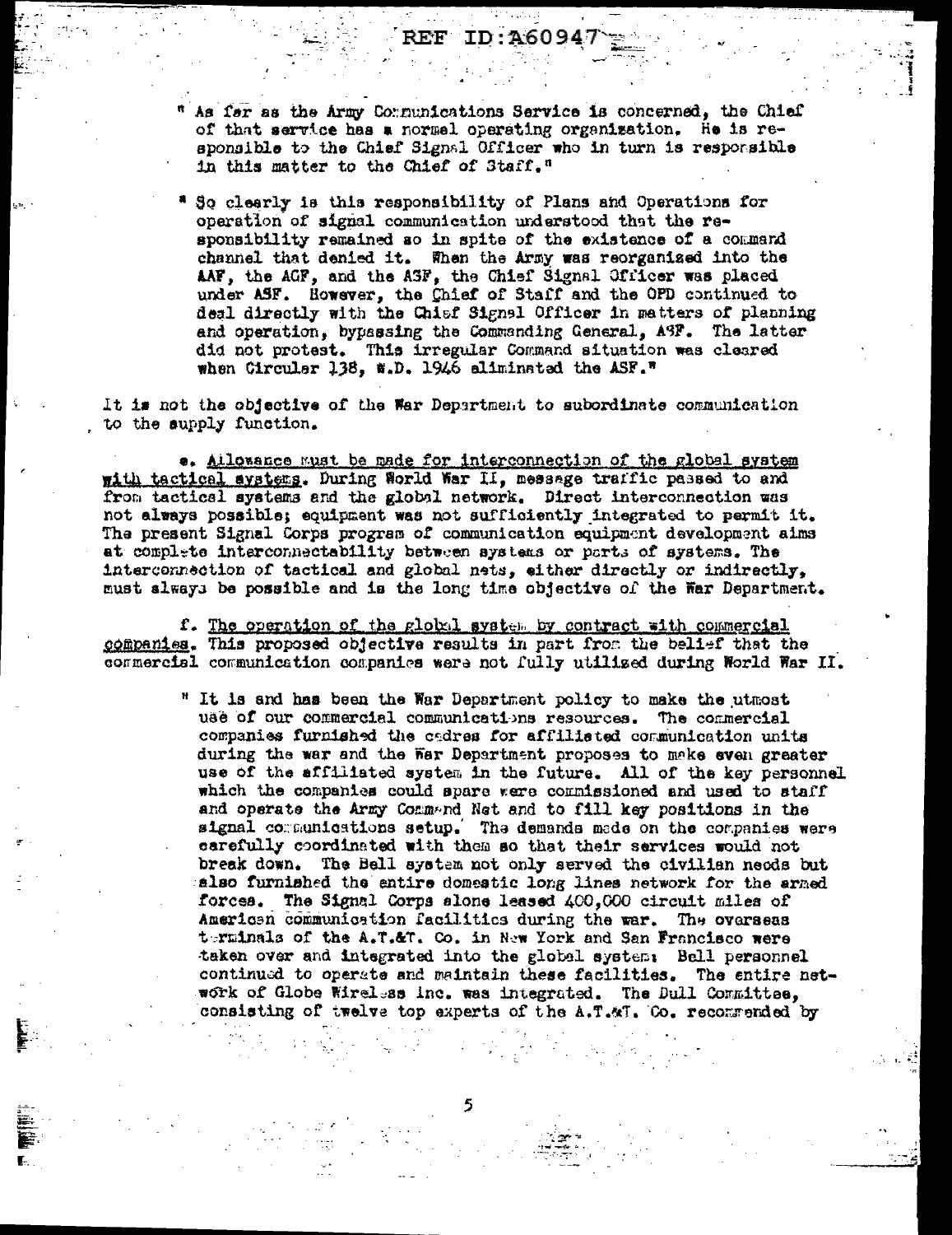" As far as the Army Communications Service is concerned, the Chief of that service has a normal operating organization. He is responsible to the Chief Signal Officer who in turn is responsible in this matter to the Chief of Staff."

" So clearly is this responsibility of Plans and Operations for operation of signal communication understood that the responsibility remained so in spite of the existence of a command channel that denied it. When the Army was reorganized into the AAF, the AGF, and the ASF, the Chief Signal Officer was placed under ASF. However, the Chief of Staff and the OPD continued to deal directly with the Chief Signal Officer in matters of planning and operation, bypassing the Commanding General, ASF. The latter did not protest. This irregular Command situation was cleared when Circular 138, W.D. 1946 eliminated the ASF."

It is not the objective of the War Department to subordinate communication to the supply function.

e. Allowance must be made for interconnection of the global system with tactical systems. During World War II, message traffic passed to and from tactical systems and the global network. Direct interconnection was not always possible; equipment was not sufficiently integrated to permit it. The present Signal Corps program of communication equipment development aims at complete interconnectability between systems or parts of systems. The interconnection of tactical and global nets, either directly or indirectly, must always be possible and is the long time objective of the War Department.

f. The operation of the global system by contract with commercial companies. This proposed objective results in part from the belief that the commercial communication companies were not fully utilized during World War II.

" It is and has been the War Department policy to make the utmost use of our commercial communications resources. The commercial companies furnished the cadres for affiliated communication units during the war and the War Department proposes to make even greater use of the affiliated system in the future. All of the key personnel which the companies could spare were commissioned and used to staff and operate the Army Command Net and to fill key positions in the signal communications setup. The demands made on the companies were carefully coordinated with them so that their services would not break down. The Bell system not only served the civilian needs but also furnished the entire domestic long lines network for the armed forces. The Signal Corps alone leased 400,000 circuit miles of American communication facilities during the war. The overseas terminals of the A.T.&T. Co. in New York and San Francisco were taken over and integrated into the global system; Bell personnel continued to operate and maintain these facilities. The entire network of Globe Wireless Inc. was integrated. The Dull Committee, consisting of twelve top experts of the A.T.&T. Co. recommended by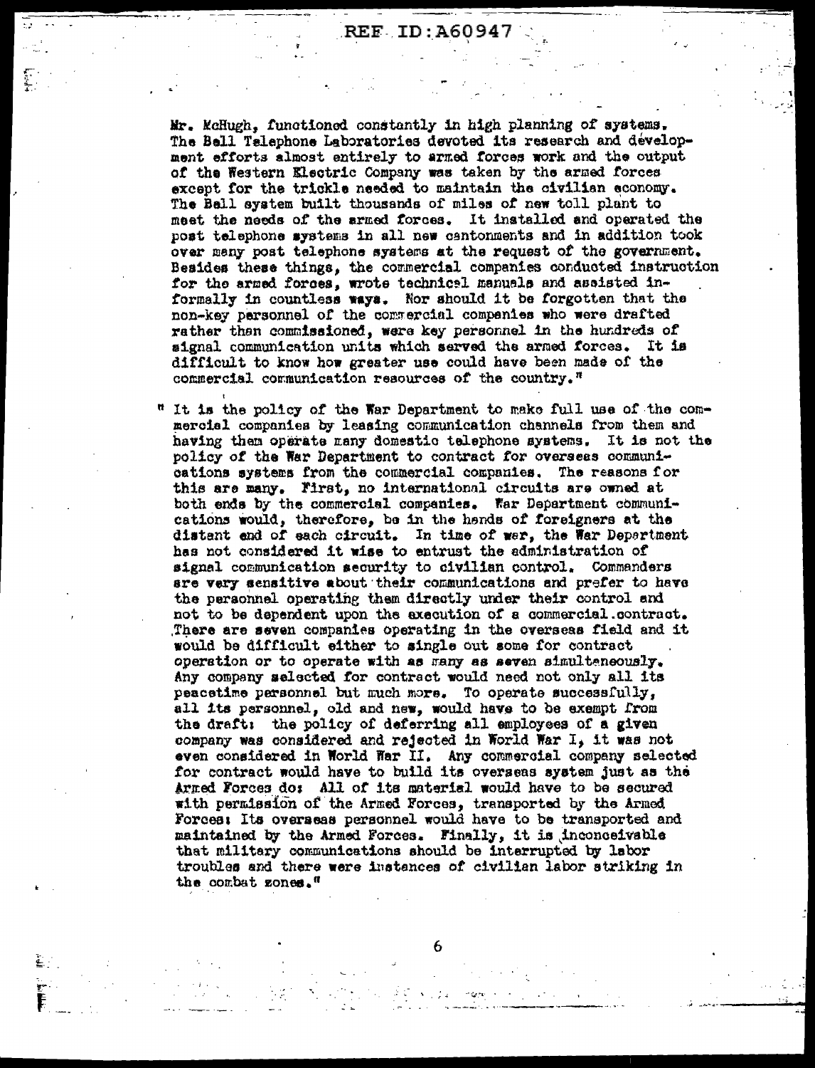Mr. McHugh, functioned constantly in high planning of systems. The Bell Telephone Laboratories devoted its research and development efforts almost entirely to armed forces work and the output of the Western Electric Company was taken by the armed forces except for the trickle needed to maintain the civilian economy. The Bell system built thousands of miles of new toll plant to meet the needs of the armed forces. It installed and operated the post telephone systems in all new cantonments and in addition took over many post telephone systems at the request of the government. Besides these things, the commercial companies conducted instruction for the armed forces, wrote technical manuals and assisted informally in countless ways. Nor should it be forgotten that the non-key personnel of the commercial companies who were drafted rather than commissioned, were key personnel in the hundreds of signal communication units which served the armed forces. It is difficult to know how greater use could have been made of the commercial communication resources of the country."

" It is the policy of the War Department to make full use of the commercial companies by leasing communication channels from them and having them operate many domestic telephone systems. It is not the policy of the War Department to contract for overseas communications systems from the commercial companies. The reasons for this are many. First, no international circuits are owned at both ends by the commercial companies. War Department communications would, therefore, be in the hands of foreigners at the distant end of each circuit. In time of war, the War Department has not considered it wise to entrust the administration of signal communication security to civilian control. Commanders are very sensitive about their communications and prefer to have the personnel operating them directly under their control and not to be dependent upon the execution of a commercial contract. There are seven companies operating in the overseas field and it would be difficult either to single out some for contract operation or to operate with as many as seven simultaneously. Any company selected for contract would need not only all its peacetime personnel but much more. To operate successfully, all its personnel, old and new, would have to be exempt from the draft: the policy of deferring all employees of a given company was considered and rejected in World War I, it was not even considered in World War II. Any commercial company selected for contract would have to build its overseas system just as the Armed Forces do: All of its material would have to be secured with permission of the Armed Forces, transported by the Armed Forces: Its overseas personnel would have to be transported and maintained by the Armed Forces. Finally, it is inconceivable that military communications should be interrupted by labor troubles and there were instances of civilian labor striking in the combat zones."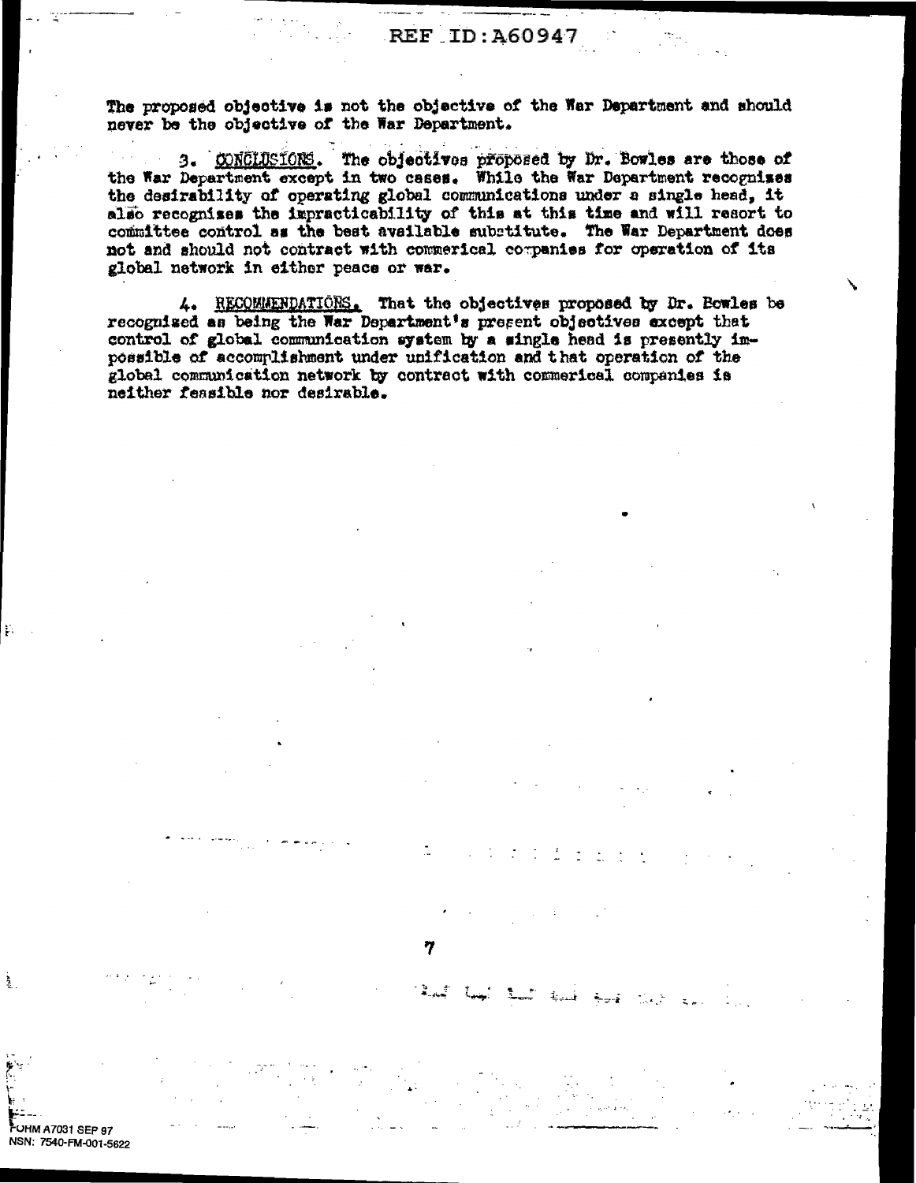The proposed objective is not the objective of the War Department and should never be the objective of the War Department.

3. CONCLUSIONS. The objectives proposed by Dr. Bowles are those of the War Department except in two cases. While the War Department recognizes the desirability of operating global communications under a single head, it also recognizes the impracticability of this at this time and will resort to committee control as the best available substitute. The War Department does not and should not contract with commerical companies for operation of its global network in either peace or war.

4. RECOMMENDATIONS. That the objectives proposed by Dr. Bowles be recognized as being the War Department's present objectives except that control of global communication system by a single head is presently impossible of accomplishment under unification and that operation of the global communication network by contract with commerical companies is neither feasible nor desirable.